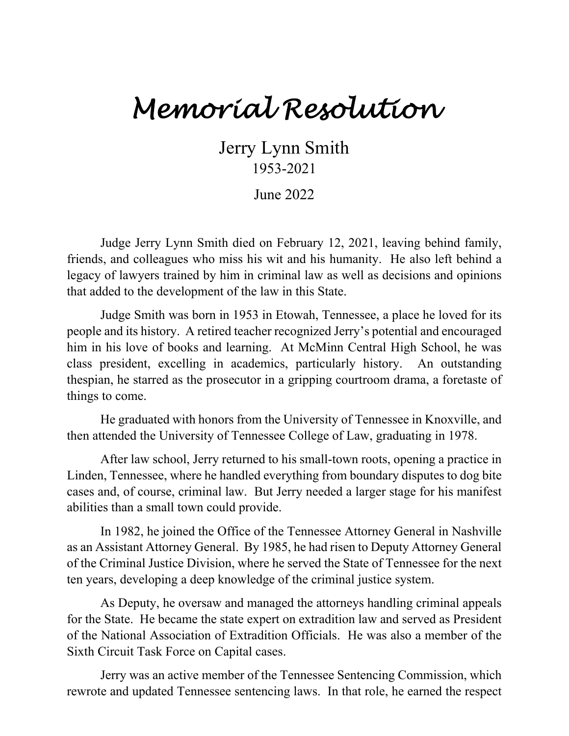# *Memorial Resolution*

Jerry Lynn Smith

1953-2021

June 2022

Judge Jerry Lynn Smith died on February 12, 2021, leaving behind family, friends, and colleagues who miss his wit and his humanity. He also left behind a legacy of lawyers trained by him in criminal law as well as decisions and opinions that added to the development of the law in this State.

Judge Smith was born in 1953 in Etowah, Tennessee, a place he loved for its people and its history. A retired teacher recognized Jerry's potential and encouraged him in his love of books and learning. At McMinn Central High School, he was class president, excelling in academics, particularly history. An outstanding thespian, he starred as the prosecutor in a gripping courtroom drama, a foretaste of things to come.

He graduated with honors from the University of Tennessee in Knoxville, and then attended the University of Tennessee College of Law, graduating in 1978.

After law school, Jerry returned to his small-town roots, opening a practice in Linden, Tennessee, where he handled everything from boundary disputes to dog bite cases and, of course, criminal law. But Jerry needed a larger stage for his manifest abilities than a small town could provide.

In 1982, he joined the Office of the Tennessee Attorney General in Nashville as an Assistant Attorney General. By 1985, he had risen to Deputy Attorney General of the Criminal Justice Division, where he served the State of Tennessee for the next ten years, developing a deep knowledge of the criminal justice system.

As Deputy, he oversaw and managed the attorneys handling criminal appeals for the State. He became the state expert on extradition law and served as President of the National Association of Extradition Officials. He was also a member of the Sixth Circuit Task Force on Capital cases.

Jerry was an active member of the Tennessee Sentencing Commission, which rewrote and updated Tennessee sentencing laws. In that role, he earned the respect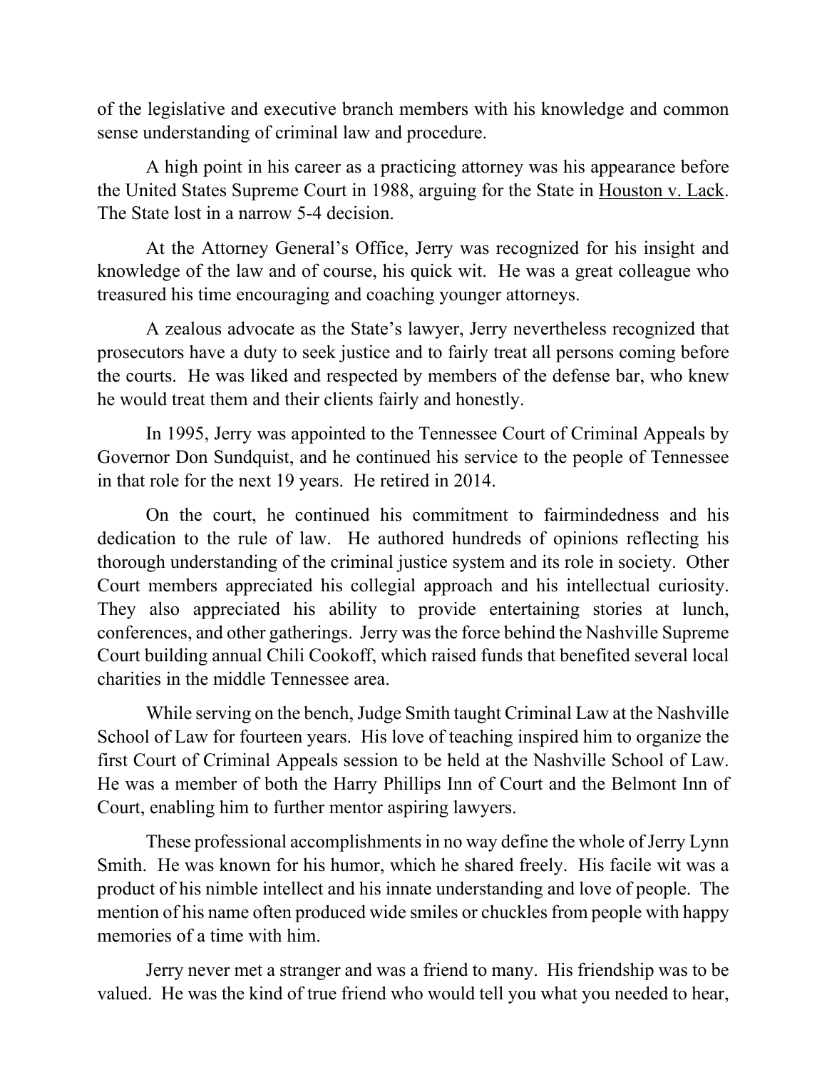of the legislative and executive branch members with his knowledge and common sense understanding of criminal law and procedure.

A high point in his career as a practicing attorney was his appearance before the United States Supreme Court in 1988, arguing for the State in Houston v. Lack. The State lost in a narrow 5-4 decision.

At the Attorney General's Office, Jerry was recognized for his insight and knowledge of the law and of course, his quick wit. He was a great colleague who treasured his time encouraging and coaching younger attorneys.

A zealous advocate as the State's lawyer, Jerry nevertheless recognized that prosecutors have a duty to seek justice and to fairly treat all persons coming before the courts. He was liked and respected by members of the defense bar, who knew he would treat them and their clients fairly and honestly.

In 1995, Jerry was appointed to the Tennessee Court of Criminal Appeals by Governor Don Sundquist, and he continued his service to the people of Tennessee in that role for the next 19 years. He retired in 2014.

On the court, he continued his commitment to fairmindedness and his dedication to the rule of law. He authored hundreds of opinions reflecting his thorough understanding of the criminal justice system and its role in society. Other Court members appreciated his collegial approach and his intellectual curiosity. They also appreciated his ability to provide entertaining stories at lunch, conferences, and other gatherings. Jerry was the force behind the Nashville Supreme Court building annual Chili Cookoff, which raised funds that benefited several local charities in the middle Tennessee area.

While serving on the bench, Judge Smith taught Criminal Law at the Nashville School of Law for fourteen years. His love of teaching inspired him to organize the first Court of Criminal Appeals session to be held at the Nashville School of Law. He was a member of both the Harry Phillips Inn of Court and the Belmont Inn of Court, enabling him to further mentor aspiring lawyers.

These professional accomplishments in no way define the whole of Jerry Lynn Smith. He was known for his humor, which he shared freely. His facile wit was a product of his nimble intellect and his innate understanding and love of people. The mention of his name often produced wide smiles or chuckles from people with happy memories of a time with him.

Jerry never met a stranger and was a friend to many. His friendship was to be valued. He was the kind of true friend who would tell you what you needed to hear,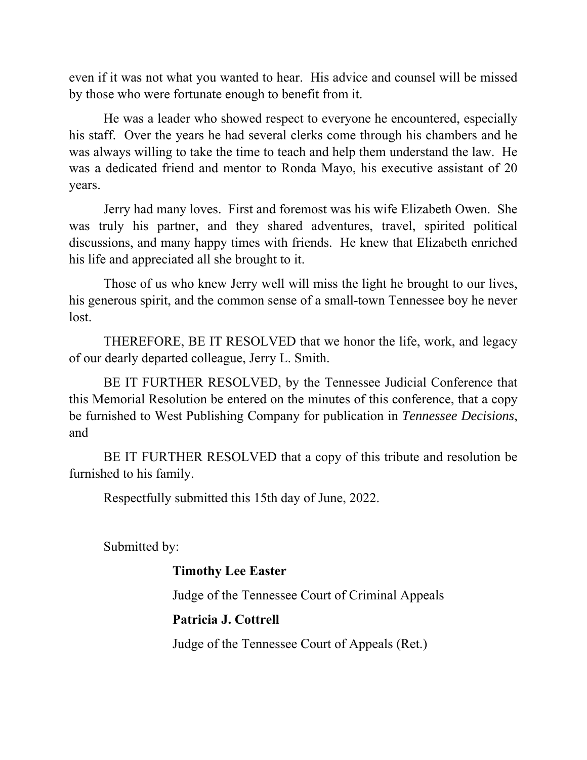even if it was not what you wanted to hear. His advice and counsel will be missed by those who were fortunate enough to benefit from it.

He was a leader who showed respect to everyone he encountered, especially his staff. Over the years he had several clerks come through his chambers and he was always willing to take the time to teach and help them understand the law. He was a dedicated friend and mentor to Ronda Mayo, his executive assistant of 20 years.

Jerry had many loves. First and foremost was his wife Elizabeth Owen. She was truly his partner, and they shared adventures, travel, spirited political discussions, and many happy times with friends. He knew that Elizabeth enriched his life and appreciated all she brought to it.

Those of us who knew Jerry well will miss the light he brought to our lives, his generous spirit, and the common sense of a small-town Tennessee boy he never lost.

THEREFORE, BE IT RESOLVED that we honor the life, work, and legacy of our dearly departed colleague, Jerry L. Smith.

BE IT FURTHER RESOLVED, by the Tennessee Judicial Conference that this Memorial Resolution be entered on the minutes of this conference, that a copy be furnished to West Publishing Company for publication in *Tennessee Decisions*, and

BE IT FURTHER RESOLVED that a copy of this tribute and resolution be furnished to his family.

Respectfully submitted this 15th day of June, 2022.

Submitted by:

**Timothy Lee Easter**

Judge of the Tennessee Court of Criminal Appeals

**Patricia J. Cottrell**

Judge of the Tennessee Court of Appeals (Ret.)